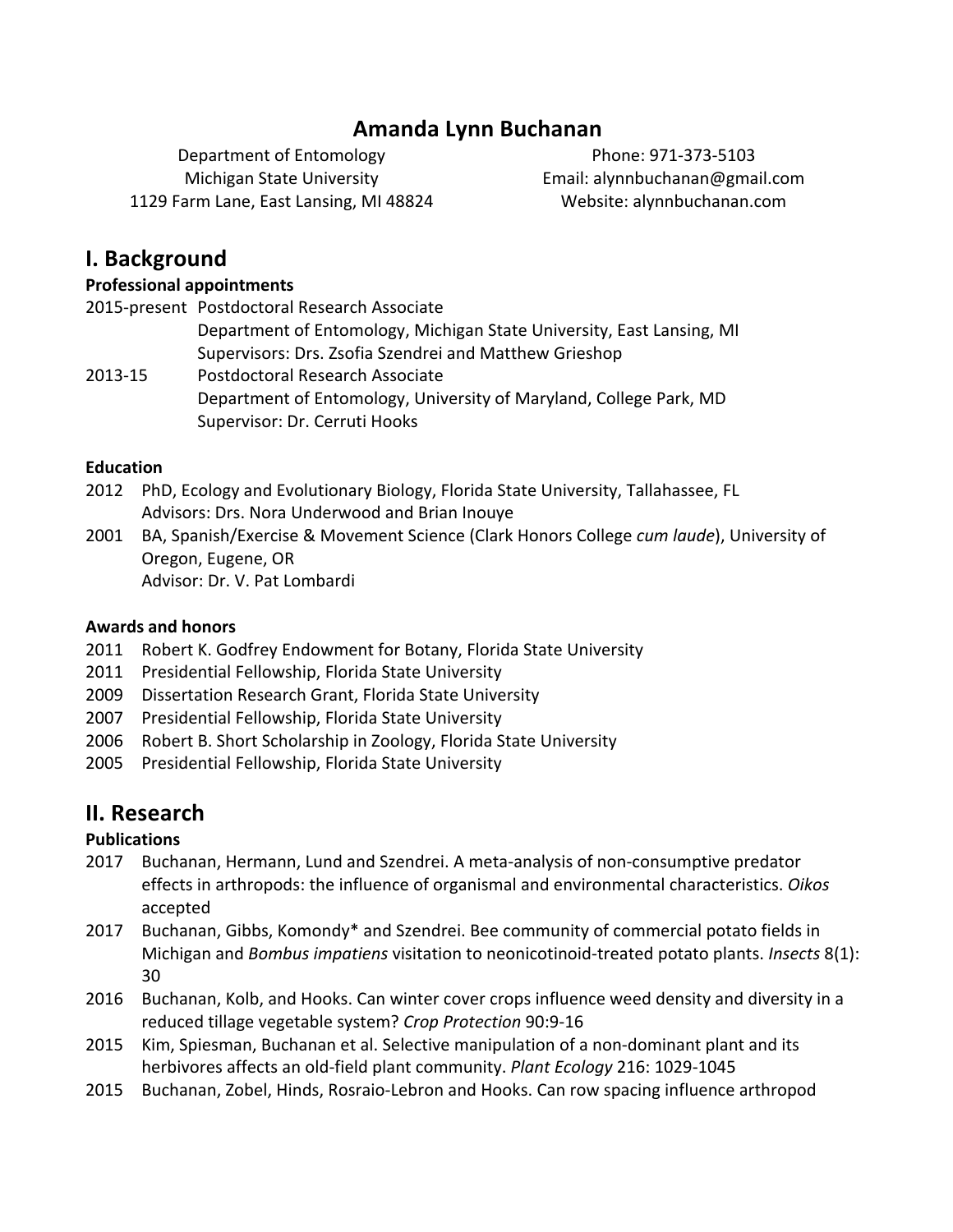# Amanda Lynn Buchanan

Department of Entomology
Michigan State University
1129 Farm Lane, East Lansing, MI 48824

Phone: 971-373-5103
Email: alynnbuchanan@gmail.com
Website: alynnbuchanan.com

## I. Background

**Professional appointments**

2015-present Postdoctoral Research Associate
Department of Entomology, Michigan State University, East Lansing, MI
Supervisors: Drs. Zsofia Szendrei and Matthew Grieshop

2013-15 Postdoctoral Research Associate
Department of Entomology, University of Maryland, College Park, MD
Supervisor: Dr. Cerruti Hooks

**Education**

2012 PhD, Ecology and Evolutionary Biology, Florida State University, Tallahassee, FL
Advisors: Drs. Nora Underwood and Brian Inouye

2001 BA, Spanish/Exercise & Movement Science (Clark Honors College *cum laude*), University of Oregon, Eugene, OR
Advisor: Dr. V. Pat Lombardi

**Awards and honors**

2011 Robert K. Godfrey Endowment for Botany, Florida State University
2011 Presidential Fellowship, Florida State University
2009 Dissertation Research Grant, Florida State University
2007 Presidential Fellowship, Florida State University
2006 Robert B. Short Scholarship in Zoology, Florida State University
2005 Presidential Fellowship, Florida State University

## II. Research

**Publications**

2017 Buchanan, Hermann, Lund and Szendrei. A meta-analysis of non-consumptive predator effects in arthropods: the influence of organismal and environmental characteristics. *Oikos* accepted

2017 Buchanan, Gibbs, Komondy* and Szendrei. Bee community of commercial potato fields in Michigan and *Bombus impatiens* visitation to neonicotinoid-treated potato plants. *Insects* 8(1): 30

2016 Buchanan, Kolb, and Hooks. Can winter cover crops influence weed density and diversity in a reduced tillage vegetable system? *Crop Protection* 90:9-16

2015 Kim, Spiesman, Buchanan et al. Selective manipulation of a non-dominant plant and its herbivores affects an old-field plant community. *Plant Ecology* 216: 1029-1045

2015 Buchanan, Zobel, Hinds, Rosraio-Lebron and Hooks. Can row spacing influence arthropod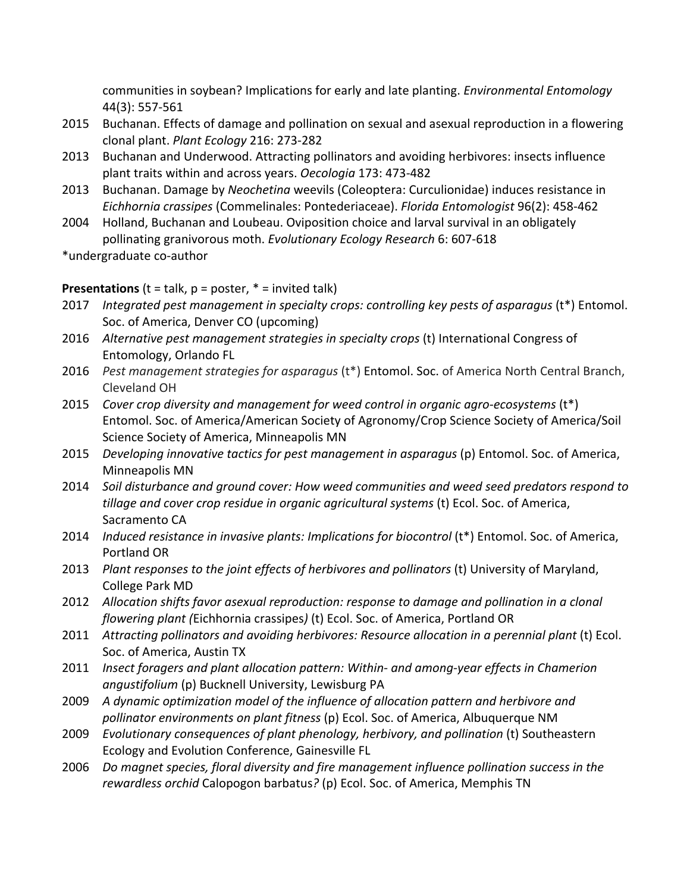communities in soybean? Implications for early and late planting. *Environmental Entomology* 44(3): 557-561

- 2015 Buchanan. Effects of damage and pollination on sexual and asexual reproduction in a flowering clonal plant. *Plant Ecology* 216: 273-282
- 2013 Buchanan and Underwood. Attracting pollinators and avoiding herbivores: insects influence plant traits within and across years. *Oecologia* 173: 473-482
- 2013 Buchanan. Damage by *Neochetina* weevils (Coleoptera: Curculionidae) induces resistance in *Eichhornia crassipes* (Commelinales: Pontederiaceae). *Florida Entomologist* 96(2): 458-462
- 2004 Holland, Buchanan and Loubeau. Oviposition choice and larval survival in an obligately pollinating granivorous moth. *Evolutionary Ecology Research* 6: 607-618

*undergraduate co-author

**Presentations** (t = talk, p = poster, * = invited talk)

- 2017 *Integrated pest management in specialty crops: controlling key pests of asparagus* (t*) Entomol. Soc. of America, Denver CO (upcoming)
- 2016 *Alternative pest management strategies in specialty crops* (t) International Congress of Entomology, Orlando FL
- 2016 *Pest management strategies for asparagus* (t*) Entomol. Soc. of America North Central Branch, Cleveland OH
- 2015 *Cover crop diversity and management for weed control in organic agro-ecosystems* (t*) Entomol. Soc. of America/American Society of Agronomy/Crop Science Society of America/Soil Science Society of America, Minneapolis MN
- 2015 *Developing innovative tactics for pest management in asparagus* (p) Entomol. Soc. of America, Minneapolis MN
- 2014 *Soil disturbance and ground cover: How weed communities and weed seed predators respond to tillage and cover crop residue in organic agricultural systems* (t) Ecol. Soc. of America, Sacramento CA
- 2014 *Induced resistance in invasive plants: Implications for biocontrol* (t*) Entomol. Soc. of America, Portland OR
- 2013 *Plant responses to the joint effects of herbivores and pollinators* (t) University of Maryland, College Park MD
- 2012 *Allocation shifts favor asexual reproduction: response to damage and pollination in a clonal flowering plant (*Eichhornia crassipes*)* (t) Ecol. Soc. of America, Portland OR
- 2011 *Attracting pollinators and avoiding herbivores: Resource allocation in a perennial plant* (t) Ecol. Soc. of America, Austin TX
- 2011 *Insect foragers and plant allocation pattern: Within- and among-year effects in Chamerion angustifolium* (p) Bucknell University, Lewisburg PA
- 2009 *A dynamic optimization model of the influence of allocation pattern and herbivore and pollinator environments on plant fitness* (p) Ecol. Soc. of America, Albuquerque NM
- 2009 *Evolutionary consequences of plant phenology, herbivory, and pollination* (t) Southeastern Ecology and Evolution Conference, Gainesville FL
- 2006 *Do magnet species, floral diversity and fire management influence pollination success in the rewardless orchid* Calopogon barbatus*?* (p) Ecol. Soc. of America, Memphis TN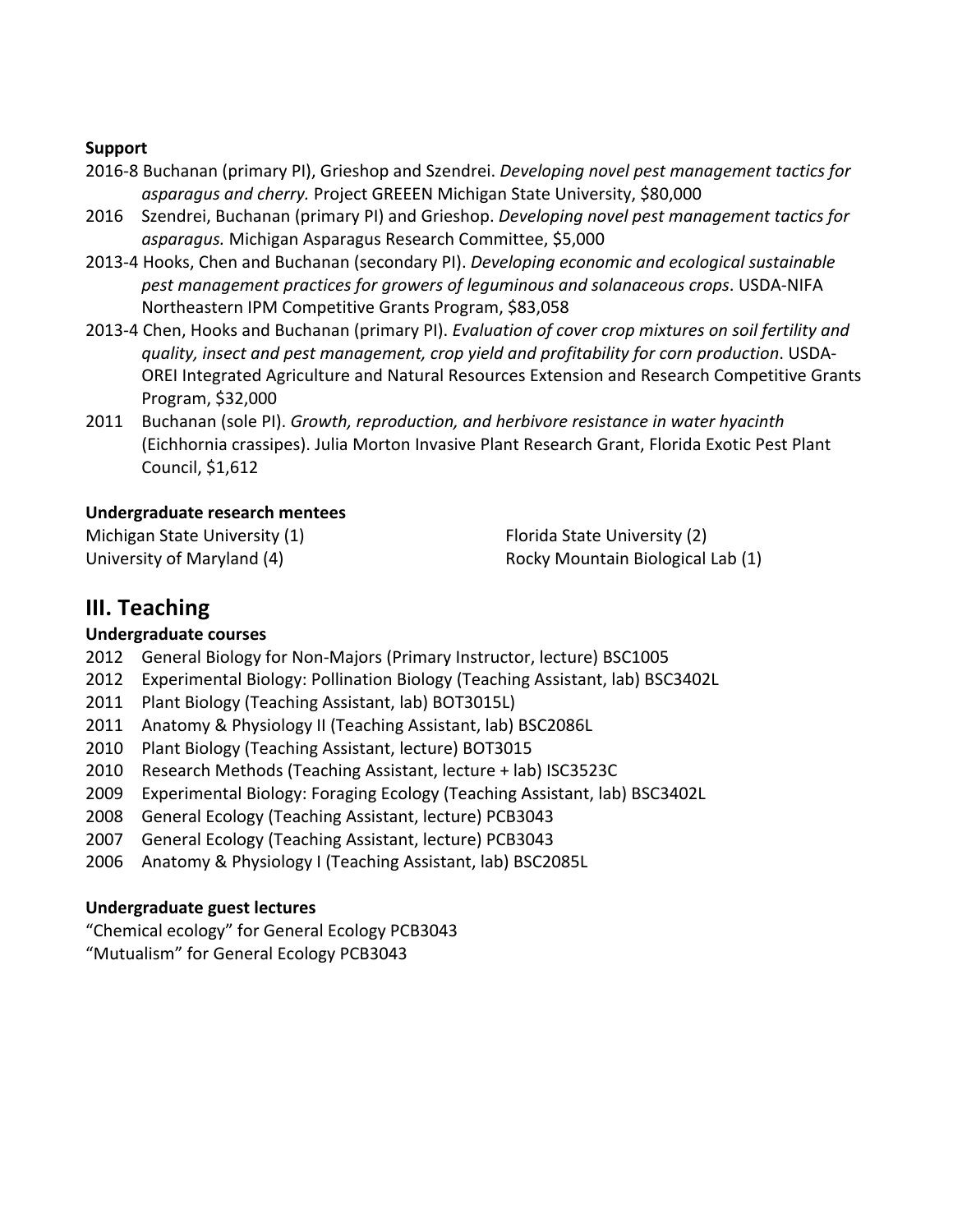**Support**

2016-8 Buchanan (primary PI), Grieshop and Szendrei. *Developing novel pest management tactics for asparagus and cherry.* Project GREEEN Michigan State University, $80,000

2016 Szendrei, Buchanan (primary PI) and Grieshop. *Developing novel pest management tactics for asparagus.* Michigan Asparagus Research Committee, $5,000

2013-4 Hooks, Chen and Buchanan (secondary PI). *Developing economic and ecological sustainable pest management practices for growers of leguminous and solanaceous crops*. USDA-NIFA Northeastern IPM Competitive Grants Program, $83,058

2013-4 Chen, Hooks and Buchanan (primary PI). *Evaluation of cover crop mixtures on soil fertility and quality, insect and pest management, crop yield and profitability for corn production*. USDA-OREI Integrated Agriculture and Natural Resources Extension and Research Competitive Grants Program, $32,000

2011 Buchanan (sole PI). *Growth, reproduction, and herbivore resistance in water hyacinth* (Eichhornia crassipes). Julia Morton Invasive Plant Research Grant, Florida Exotic Pest Plant Council, $1,612

**Undergraduate research mentees**

Michigan State University (1)
University of Maryland (4)
Florida State University (2)
Rocky Mountain Biological Lab (1)

## III. Teaching

**Undergraduate courses**

2012 General Biology for Non-Majors (Primary Instructor, lecture) BSC1005
2012 Experimental Biology: Pollination Biology (Teaching Assistant, lab) BSC3402L
2011 Plant Biology (Teaching Assistant, lab) BOT3015L)
2011 Anatomy & Physiology II (Teaching Assistant, lab) BSC2086L
2010 Plant Biology (Teaching Assistant, lecture) BOT3015
2010 Research Methods (Teaching Assistant, lecture + lab) ISC3523C
2009 Experimental Biology: Foraging Ecology (Teaching Assistant, lab) BSC3402L
2008 General Ecology (Teaching Assistant, lecture) PCB3043
2007 General Ecology (Teaching Assistant, lecture) PCB3043
2006 Anatomy & Physiology I (Teaching Assistant, lab) BSC2085L

**Undergraduate guest lectures**

"Chemical ecology" for General Ecology PCB3043
"Mutualism" for General Ecology PCB3043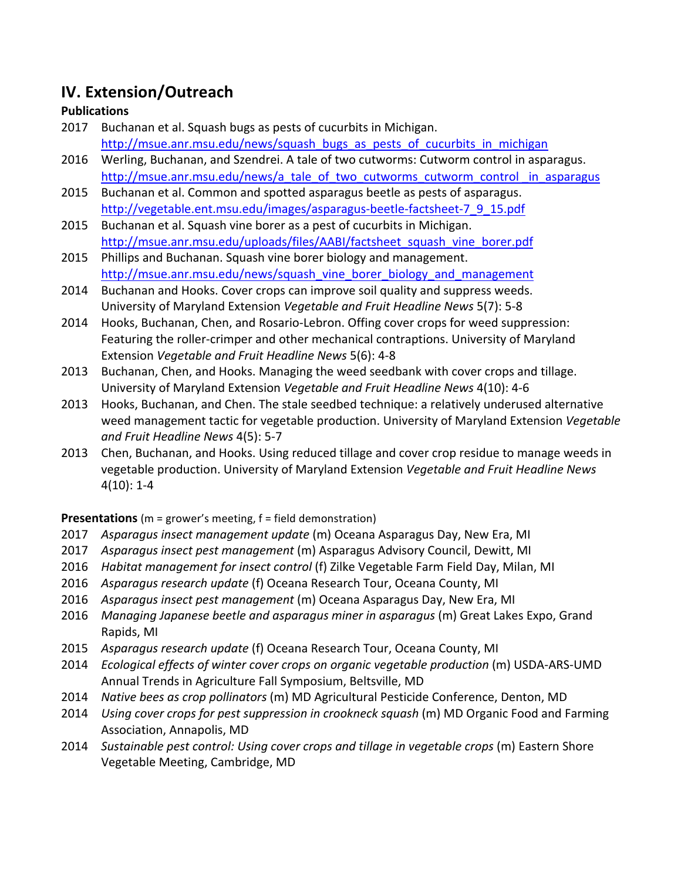## IV. Extension/Outreach

**Publications**

2017 Buchanan et al. Squash bugs as pests of cucurbits in Michigan. http://msue.anr.msu.edu/news/squash_bugs_as_pests_of_cucurbits_in_michigan

2016 Werling, Buchanan, and Szendrei. A tale of two cutworms: Cutworm control in asparagus. http://msue.anr.msu.edu/news/a_tale_of_two_cutworms_cutworm_control_in_asparagus

2015 Buchanan et al. Common and spotted asparagus beetle as pests of asparagus. http://vegetable.ent.msu.edu/images/asparagus-beetle-factsheet-7_9_15.pdf

2015 Buchanan et al. Squash vine borer as a pest of cucurbits in Michigan. http://msue.anr.msu.edu/uploads/files/AABI/factsheet_squash_vine_borer.pdf

2015 Phillips and Buchanan. Squash vine borer biology and management. http://msue.anr.msu.edu/news/squash_vine_borer_biology_and_management

2014 Buchanan and Hooks. Cover crops can improve soil quality and suppress weeds. University of Maryland Extension *Vegetable and Fruit Headline News* 5(7): 5-8

2014 Hooks, Buchanan, Chen, and Rosario-Lebron. Offing cover crops for weed suppression: Featuring the roller-crimper and other mechanical contraptions. University of Maryland Extension *Vegetable and Fruit Headline News* 5(6): 4-8

2013 Buchanan, Chen, and Hooks. Managing the weed seedbank with cover crops and tillage. University of Maryland Extension *Vegetable and Fruit Headline News* 4(10): 4-6

2013 Hooks, Buchanan, and Chen. The stale seedbed technique: a relatively underused alternative weed management tactic for vegetable production. University of Maryland Extension *Vegetable and Fruit Headline News* 4(5): 5-7

2013 Chen, Buchanan, and Hooks. Using reduced tillage and cover crop residue to manage weeds in vegetable production. University of Maryland Extension *Vegetable and Fruit Headline News* 4(10): 1-4

**Presentations** (m = grower's meeting, f = field demonstration)

2017 *Asparagus insect management update* (m) Oceana Asparagus Day, New Era, MI

2017 *Asparagus insect pest management* (m) Asparagus Advisory Council, Dewitt, MI

2016 *Habitat management for insect control* (f) Zilke Vegetable Farm Field Day, Milan, MI

2016 *Asparagus research update* (f) Oceana Research Tour, Oceana County, MI

2016 *Asparagus insect pest management* (m) Oceana Asparagus Day, New Era, MI

2016 *Managing Japanese beetle and asparagus miner in asparagus* (m) Great Lakes Expo, Grand Rapids, MI

2015 *Asparagus research update* (f) Oceana Research Tour, Oceana County, MI

2014 *Ecological effects of winter cover crops on organic vegetable production* (m) USDA-ARS-UMD Annual Trends in Agriculture Fall Symposium, Beltsville, MD

2014 *Native bees as crop pollinators* (m) MD Agricultural Pesticide Conference, Denton, MD

2014 *Using cover crops for pest suppression in crookneck squash* (m) MD Organic Food and Farming Association, Annapolis, MD

2014 *Sustainable pest control: Using cover crops and tillage in vegetable crops* (m) Eastern Shore Vegetable Meeting, Cambridge, MD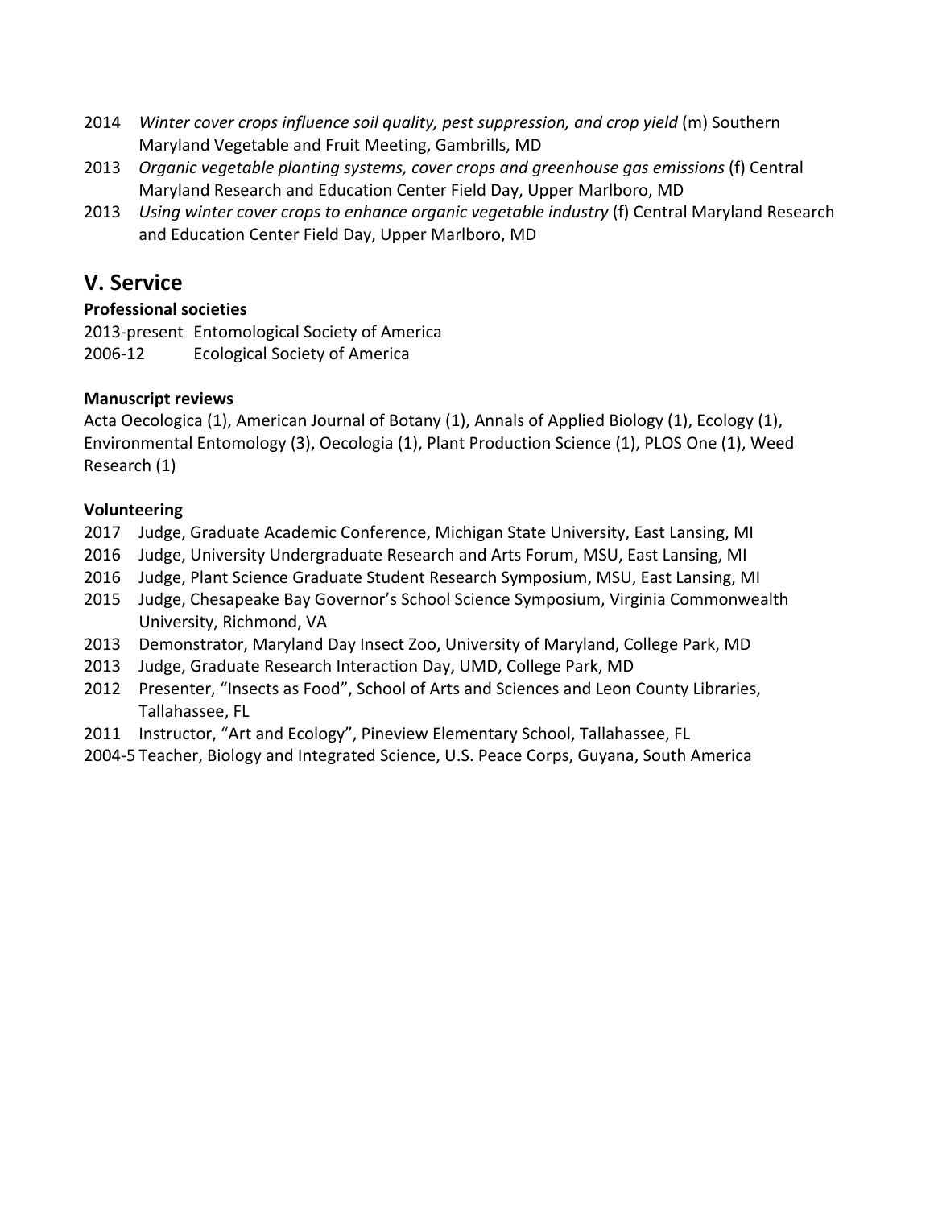2014 *Winter cover crops influence soil quality, pest suppression, and crop yield* (m) Southern Maryland Vegetable and Fruit Meeting, Gambrills, MD

2013 *Organic vegetable planting systems, cover crops and greenhouse gas emissions* (f) Central Maryland Research and Education Center Field Day, Upper Marlboro, MD

2013 *Using winter cover crops to enhance organic vegetable industry* (f) Central Maryland Research and Education Center Field Day, Upper Marlboro, MD

## V. Service

**Professional societies**

2013-present Entomological Society of America
2006-12 Ecological Society of America

**Manuscript reviews**

Acta Oecologica (1), American Journal of Botany (1), Annals of Applied Biology (1), Ecology (1), Environmental Entomology (3), Oecologia (1), Plant Production Science (1), PLOS One (1), Weed Research (1)

**Volunteering**

2017 Judge, Graduate Academic Conference, Michigan State University, East Lansing, MI

2016 Judge, University Undergraduate Research and Arts Forum, MSU, East Lansing, MI

2016 Judge, Plant Science Graduate Student Research Symposium, MSU, East Lansing, MI

2015 Judge, Chesapeake Bay Governor's School Science Symposium, Virginia Commonwealth University, Richmond, VA

2013 Demonstrator, Maryland Day Insect Zoo, University of Maryland, College Park, MD

2013 Judge, Graduate Research Interaction Day, UMD, College Park, MD

2012 Presenter, "Insects as Food", School of Arts and Sciences and Leon County Libraries, Tallahassee, FL

2011 Instructor, "Art and Ecology", Pineview Elementary School, Tallahassee, FL

2004-5 Teacher, Biology and Integrated Science, U.S. Peace Corps, Guyana, South America